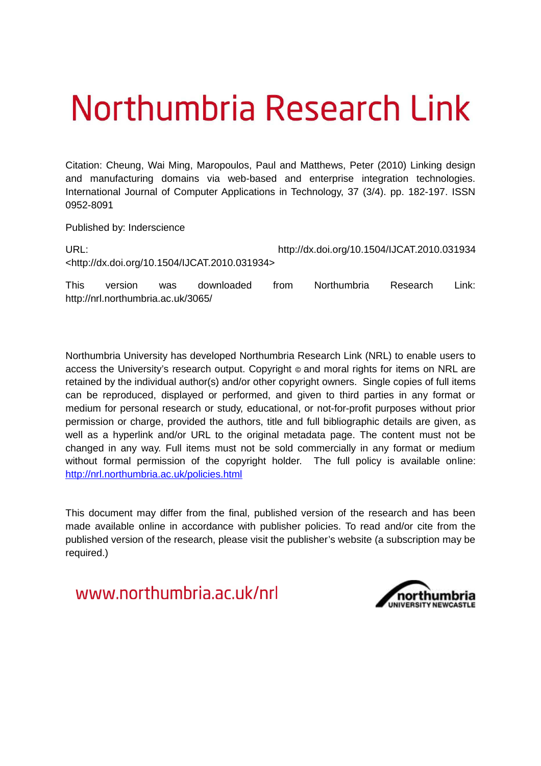# Northumbria Research Link

Citation: Cheung, Wai Ming, Maropoulos, Paul and Matthews, Peter (2010) Linking design and manufacturing domains via web-based and enterprise integration technologies. International Journal of Computer Applications in Technology, 37 (3/4). pp. 182-197. ISSN 0952-8091

Published by: Inderscience

URL: http://dx.doi.org/10.1504/IJCAT.2010.031934 <http://dx.doi.org/10.1504/IJCAT.2010.031934>

This version was downloaded from Northumbria Research Link: http://nrl.northumbria.ac.uk/3065/

Northumbria University has developed Northumbria Research Link (NRL) to enable users to access the University's research output. Copyright © and moral rights for items on NRL are retained by the individual author(s) and/or other copyright owners. Single copies of full items can be reproduced, displayed or performed, and given to third parties in any format or medium for personal research or study, educational, or not-for-profit purposes without prior permission or charge, provided the authors, title and full bibliographic details are given, as well as a hyperlink and/or URL to the original metadata page. The content must not be changed in any way. Full items must not be sold commercially in any format or medium without formal permission of the copyright holder. The full policy is available online: http://nrl.northumbria.ac.uk/policies.html

This document may differ from the final, published version of the research and has been made available online in accordance with publisher policies. To read and/or cite from the published version of the research, please visit the publisher's website (a subscription may be required.)

www.northumbria.ac.uk/nrl

northumbria UNIVERSITY NEWCASTLE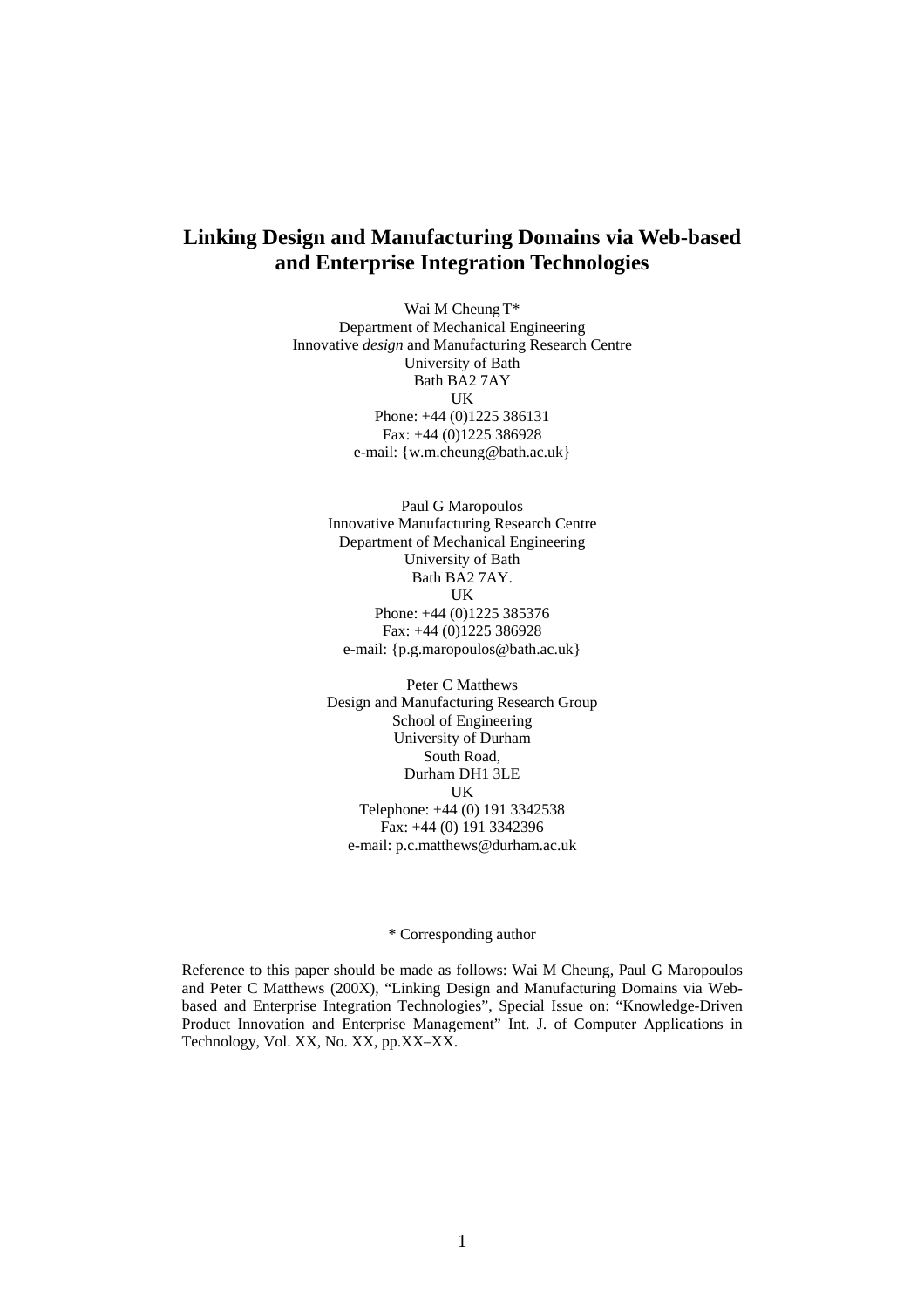# Linking Design and Manufacturing Domains via Web-based and Enterprise Integration Technologies

Wai M Cheung T*
Department of Mechanical Engineering
Innovative *design* and Manufacturing Research Centre
University of Bath
Bath BA2 7AY
UK
Phone: +44 (0)1225 386131
Fax: +44 (0)1225 386928
e-mail: {w.m.cheung@bath.ac.uk}

Paul G Maropoulos
Innovative Manufacturing Research Centre
Department of Mechanical Engineering
University of Bath
Bath BA2 7AY.
UK
Phone: +44 (0)1225 385376
Fax: +44 (0)1225 386928
e-mail: {p.g.maropoulos@bath.ac.uk}

Peter C Matthews
Design and Manufacturing Research Group
School of Engineering
University of Durham
South Road,
Durham DH1 3LE
UK
Telephone: +44 (0) 191 3342538
Fax: +44 (0) 191 3342396
e-mail: p.c.matthews@durham.ac.uk

\* Corresponding author

Reference to this paper should be made as follows: Wai M Cheung, Paul G Maropoulos and Peter C Matthews (200X), "Linking Design and Manufacturing Domains via Web-based and Enterprise Integration Technologies", Special Issue on: "Knowledge-Driven Product Innovation and Enterprise Management" Int. J. of Computer Applications in Technology, Vol. XX, No. XX, pp.XX–XX.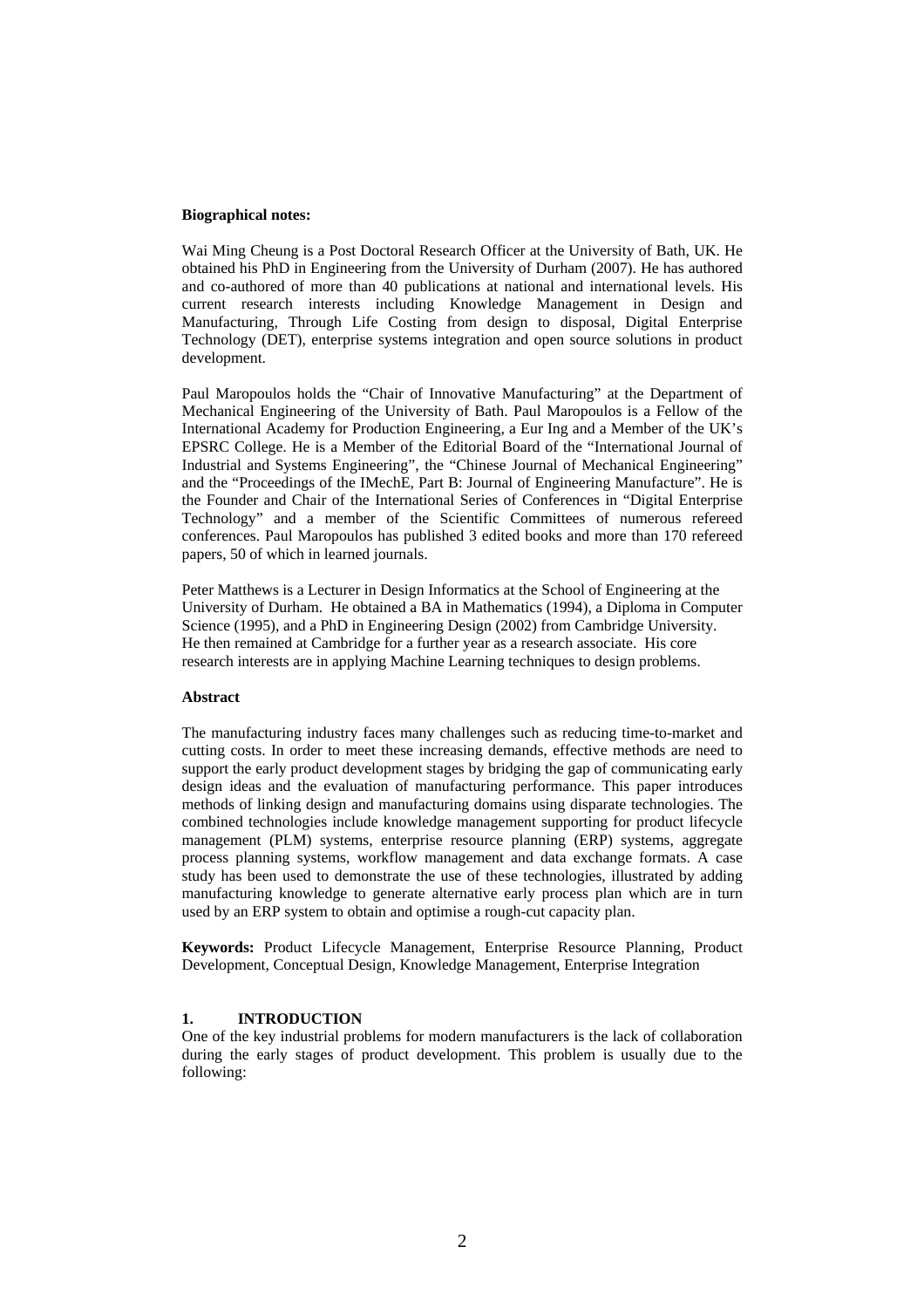**Biographical notes:**

Wai Ming Cheung is a Post Doctoral Research Officer at the University of Bath, UK. He obtained his PhD in Engineering from the University of Durham (2007). He has authored and co-authored of more than 40 publications at national and international levels. His current research interests including Knowledge Management in Design and Manufacturing, Through Life Costing from design to disposal, Digital Enterprise Technology (DET), enterprise systems integration and open source solutions in product development.

Paul Maropoulos holds the "Chair of Innovative Manufacturing" at the Department of Mechanical Engineering of the University of Bath. Paul Maropoulos is a Fellow of the International Academy for Production Engineering, a Eur Ing and a Member of the UK's EPSRC College. He is a Member of the Editorial Board of the "International Journal of Industrial and Systems Engineering", the "Chinese Journal of Mechanical Engineering" and the "Proceedings of the IMechE, Part B: Journal of Engineering Manufacture". He is the Founder and Chair of the International Series of Conferences in "Digital Enterprise Technology" and a member of the Scientific Committees of numerous refereed conferences. Paul Maropoulos has published 3 edited books and more than 170 refereed papers, 50 of which in learned journals.

Peter Matthews is a Lecturer in Design Informatics at the School of Engineering at the University of Durham. He obtained a BA in Mathematics (1994), a Diploma in Computer Science (1995), and a PhD in Engineering Design (2002) from Cambridge University. He then remained at Cambridge for a further year as a research associate. His core research interests are in applying Machine Learning techniques to design problems.

**Abstract**

The manufacturing industry faces many challenges such as reducing time-to-market and cutting costs. In order to meet these increasing demands, effective methods are need to support the early product development stages by bridging the gap of communicating early design ideas and the evaluation of manufacturing performance. This paper introduces methods of linking design and manufacturing domains using disparate technologies. The combined technologies include knowledge management supporting for product lifecycle management (PLM) systems, enterprise resource planning (ERP) systems, aggregate process planning systems, workflow management and data exchange formats. A case study has been used to demonstrate the use of these technologies, illustrated by adding manufacturing knowledge to generate alternative early process plan which are in turn used by an ERP system to obtain and optimise a rough-cut capacity plan.

**Keywords:** Product Lifecycle Management, Enterprise Resource Planning, Product Development, Conceptual Design, Knowledge Management, Enterprise Integration

## 1. INTRODUCTION

One of the key industrial problems for modern manufacturers is the lack of collaboration during the early stages of product development. This problem is usually due to the following: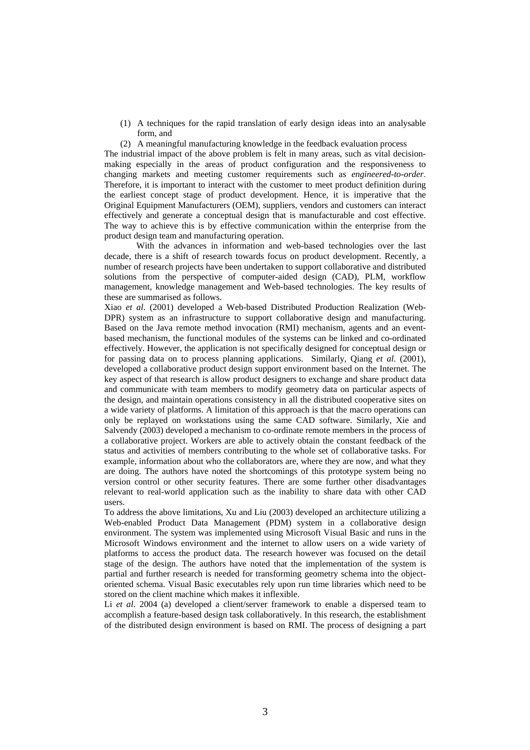1. A techniques for the rapid translation of early design ideas into an analysable form, and
2. A meaningful manufacturing knowledge in the feedback evaluation process

The industrial impact of the above problem is felt in many areas, such as vital decision-making especially in the areas of product configuration and the responsiveness to changing markets and meeting customer requirements such as *engineered-to-order*. Therefore, it is important to interact with the customer to meet product definition during the earliest concept stage of product development. Hence, it is imperative that the Original Equipment Manufacturers (OEM), suppliers, vendors and customers can interact effectively and generate a conceptual design that is manufacturable and cost effective. The way to achieve this is by effective communication within the enterprise from the product design team and manufacturing operation.

With the advances in information and web-based technologies over the last decade, there is a shift of research towards focus on product development. Recently, a number of research projects have been undertaken to support collaborative and distributed solutions from the perspective of computer-aided design (CAD), PLM, workflow management, knowledge management and Web-based technologies. The key results of these are summarised as follows.

Xiao *et al*. (2001) developed a Web-based Distributed Production Realization (Web-DPR) system as an infrastructure to support collaborative design and manufacturing. Based on the Java remote method invocation (RMI) mechanism, agents and an event-based mechanism, the functional modules of the systems can be linked and co-ordinated effectively. However, the application is not specifically designed for conceptual design or for passing data on to process planning applications. Similarly, Qiang *et al.* (2001), developed a collaborative product design support environment based on the Internet. The key aspect of that research is allow product designers to exchange and share product data and communicate with team members to modify geometry data on particular aspects of the design, and maintain operations consistency in all the distributed cooperative sites on a wide variety of platforms. A limitation of this approach is that the macro operations can only be replayed on workstations using the same CAD software. Similarly, Xie and Salvendy (2003) developed a mechanism to co-ordinate remote members in the process of a collaborative project. Workers are able to actively obtain the constant feedback of the status and activities of members contributing to the whole set of collaborative tasks. For example, information about who the collaborators are, where they are now, and what they are doing. The authors have noted the shortcomings of this prototype system being no version control or other security features. There are some further other disadvantages relevant to real-world application such as the inability to share data with other CAD users.

To address the above limitations, Xu and Liu (2003) developed an architecture utilizing a Web-enabled Product Data Management (PDM) system in a collaborative design environment. The system was implemented using Microsoft Visual Basic and runs in the Microsoft Windows environment and the internet to allow users on a wide variety of platforms to access the product data. The research however was focused on the detail stage of the design. The authors have noted that the implementation of the system is partial and further research is needed for transforming geometry schema into the object-oriented schema. Visual Basic executables rely upon run time libraries which need to be stored on the client machine which makes it inflexible.

Li *et al*. 2004 (a) developed a client/server framework to enable a dispersed team to accomplish a feature-based design task collaboratively. In this research, the establishment of the distributed design environment is based on RMI. The process of designing a part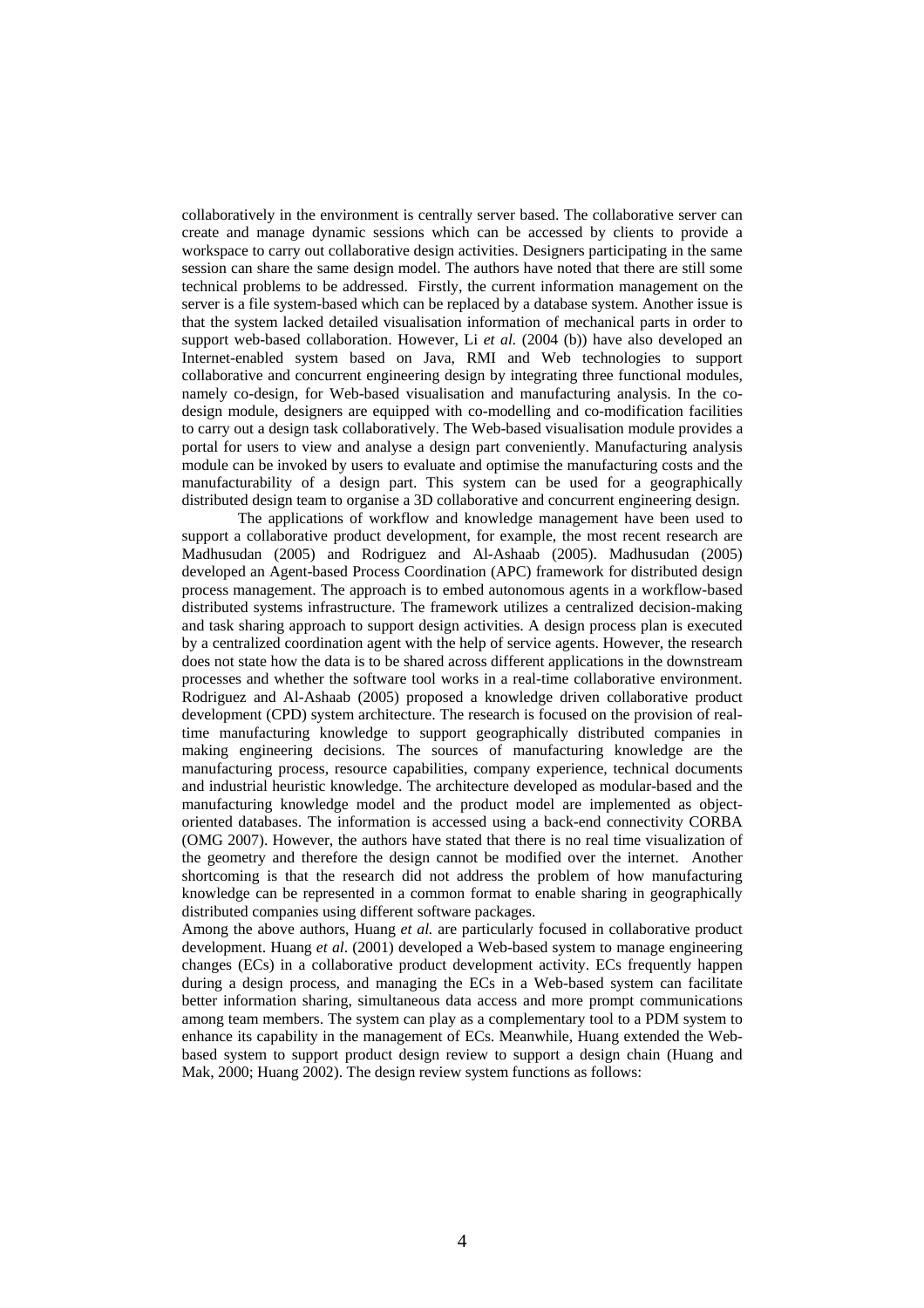collaboratively in the environment is centrally server based. The collaborative server can create and manage dynamic sessions which can be accessed by clients to provide a workspace to carry out collaborative design activities. Designers participating in the same session can share the same design model. The authors have noted that there are still some technical problems to be addressed. Firstly, the current information management on the server is a file system-based which can be replaced by a database system. Another issue is that the system lacked detailed visualisation information of mechanical parts in order to support web-based collaboration. However, Li *et al.* (2004 (b)) have also developed an Internet-enabled system based on Java, RMI and Web technologies to support collaborative and concurrent engineering design by integrating three functional modules, namely co-design, for Web-based visualisation and manufacturing analysis. In the co-design module, designers are equipped with co-modelling and co-modification facilities to carry out a design task collaboratively. The Web-based visualisation module provides a portal for users to view and analyse a design part conveniently. Manufacturing analysis module can be invoked by users to evaluate and optimise the manufacturing costs and the manufacturability of a design part. This system can be used for a geographically distributed design team to organise a 3D collaborative and concurrent engineering design.

The applications of workflow and knowledge management have been used to support a collaborative product development, for example, the most recent research are Madhusudan (2005) and Rodriguez and Al-Ashaab (2005). Madhusudan (2005) developed an Agent-based Process Coordination (APC) framework for distributed design process management. The approach is to embed autonomous agents in a workflow-based distributed systems infrastructure. The framework utilizes a centralized decision-making and task sharing approach to support design activities. A design process plan is executed by a centralized coordination agent with the help of service agents. However, the research does not state how the data is to be shared across different applications in the downstream processes and whether the software tool works in a real-time collaborative environment. Rodriguez and Al-Ashaab (2005) proposed a knowledge driven collaborative product development (CPD) system architecture. The research is focused on the provision of real-time manufacturing knowledge to support geographically distributed companies in making engineering decisions. The sources of manufacturing knowledge are the manufacturing process, resource capabilities, company experience, technical documents and industrial heuristic knowledge. The architecture developed as modular-based and the manufacturing knowledge model and the product model are implemented as object-oriented databases. The information is accessed using a back-end connectivity CORBA (OMG 2007). However, the authors have stated that there is no real time visualization of the geometry and therefore the design cannot be modified over the internet. Another shortcoming is that the research did not address the problem of how manufacturing knowledge can be represented in a common format to enable sharing in geographically distributed companies using different software packages.

Among the above authors, Huang *et al.* are particularly focused in collaborative product development. Huang *et al*. (2001) developed a Web-based system to manage engineering changes (ECs) in a collaborative product development activity. ECs frequently happen during a design process, and managing the ECs in a Web-based system can facilitate better information sharing, simultaneous data access and more prompt communications among team members. The system can play as a complementary tool to a PDM system to enhance its capability in the management of ECs. Meanwhile, Huang extended the Web-based system to support product design review to support a design chain (Huang and Mak, 2000; Huang 2002). The design review system functions as follows: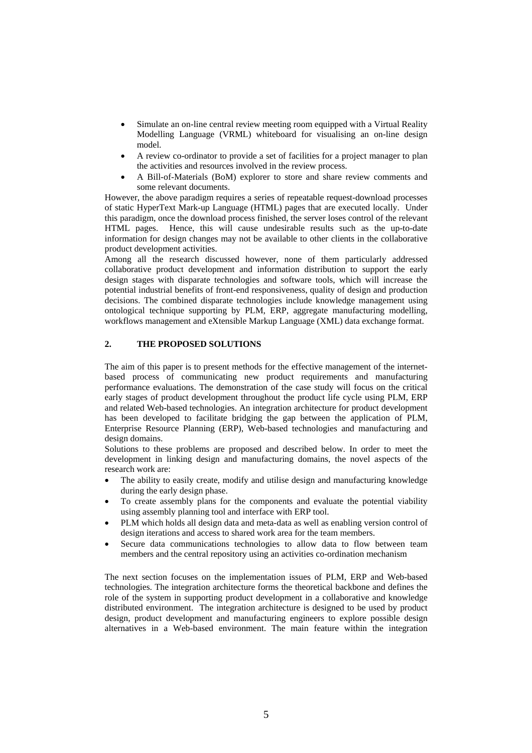- Simulate an on-line central review meeting room equipped with a Virtual Reality Modelling Language (VRML) whiteboard for visualising an on-line design model.
- A review co-ordinator to provide a set of facilities for a project manager to plan the activities and resources involved in the review process.
- A Bill-of-Materials (BoM) explorer to store and share review comments and some relevant documents.

However, the above paradigm requires a series of repeatable request-download processes of static HyperText Mark-up Language (HTML) pages that are executed locally. Under this paradigm, once the download process finished, the server loses control of the relevant HTML pages. Hence, this will cause undesirable results such as the up-to-date information for design changes may not be available to other clients in the collaborative product development activities.

Among all the research discussed however, none of them particularly addressed collaborative product development and information distribution to support the early design stages with disparate technologies and software tools, which will increase the potential industrial benefits of front-end responsiveness, quality of design and production decisions. The combined disparate technologies include knowledge management using ontological technique supporting by PLM, ERP, aggregate manufacturing modelling, workflows management and eXtensible Markup Language (XML) data exchange format.

## 2. THE PROPOSED SOLUTIONS

The aim of this paper is to present methods for the effective management of the internet-based process of communicating new product requirements and manufacturing performance evaluations. The demonstration of the case study will focus on the critical early stages of product development throughout the product life cycle using PLM, ERP and related Web-based technologies. An integration architecture for product development has been developed to facilitate bridging the gap between the application of PLM, Enterprise Resource Planning (ERP), Web-based technologies and manufacturing and design domains.

Solutions to these problems are proposed and described below. In order to meet the development in linking design and manufacturing domains, the novel aspects of the research work are:

- The ability to easily create, modify and utilise design and manufacturing knowledge during the early design phase.
- To create assembly plans for the components and evaluate the potential viability using assembly planning tool and interface with ERP tool.
- PLM which holds all design data and meta-data as well as enabling version control of design iterations and access to shared work area for the team members.
- Secure data communications technologies to allow data to flow between team members and the central repository using an activities co-ordination mechanism

The next section focuses on the implementation issues of PLM, ERP and Web-based technologies. The integration architecture forms the theoretical backbone and defines the role of the system in supporting product development in a collaborative and knowledge distributed environment. The integration architecture is designed to be used by product design, product development and manufacturing engineers to explore possible design alternatives in a Web-based environment. The main feature within the integration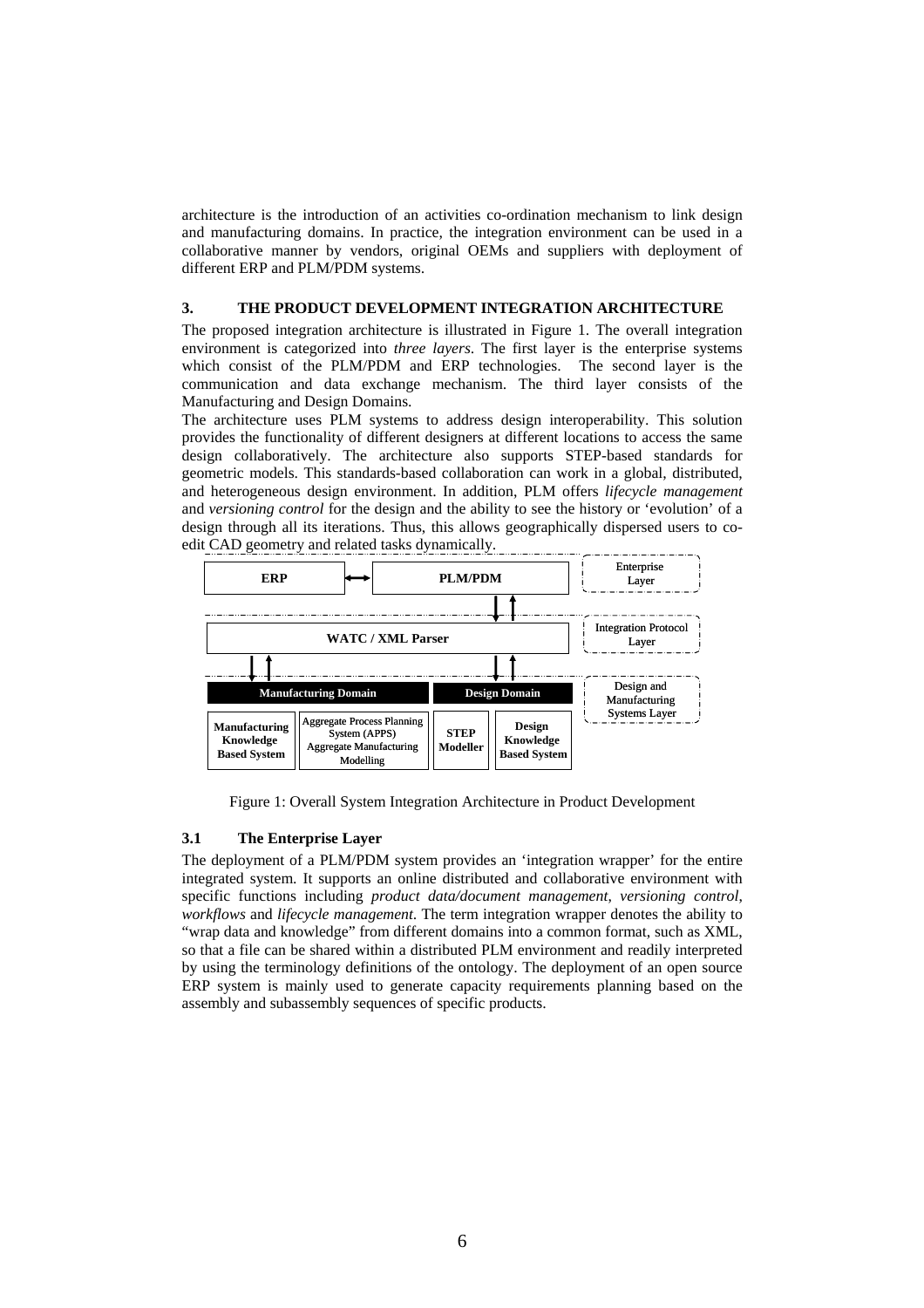architecture is the introduction of an activities co-ordination mechanism to link design and manufacturing domains. In practice, the integration environment can be used in a collaborative manner by vendors, original OEMs and suppliers with deployment of different ERP and PLM/PDM systems.

## 3. THE PRODUCT DEVELOPMENT INTEGRATION ARCHITECTURE

The proposed integration architecture is illustrated in Figure 1. The overall integration environment is categorized into *three layers*. The first layer is the enterprise systems which consist of the PLM/PDM and ERP technologies. The second layer is the communication and data exchange mechanism. The third layer consists of the Manufacturing and Design Domains.

The architecture uses PLM systems to address design interoperability. This solution provides the functionality of different designers at different locations to access the same design collaboratively. The architecture also supports STEP-based standards for geometric models. This standards-based collaboration can work in a global, distributed, and heterogeneous design environment. In addition, PLM offers *lifecycle management* and *versioning control* for the design and the ability to see the history or 'evolution' of a design through all its iterations. Thus, this allows geographically dispersed users to co-edit CAD geometry and related tasks dynamically.

ERP ⟷ PLM/PDM — Enterprise Layer

WATC / XML Parser — Integration Protocol Layer

Manufacturing Domain: Manufacturing Knowledge Based System; Aggregate Process Planning System (APPS) Aggregate Manufacturing Modelling
Design Domain: STEP Modeller; Design Knowledge Based System — Design and Manufacturing Systems Layer

Figure 1: Overall System Integration Architecture in Product Development

### 3.1 The Enterprise Layer

The deployment of a PLM/PDM system provides an 'integration wrapper' for the entire integrated system. It supports an online distributed and collaborative environment with specific functions including *product data/document management*, *versioning control*, *workflows* and *lifecycle management*. The term integration wrapper denotes the ability to "wrap data and knowledge" from different domains into a common format, such as XML, so that a file can be shared within a distributed PLM environment and readily interpreted by using the terminology definitions of the ontology. The deployment of an open source ERP system is mainly used to generate capacity requirements planning based on the assembly and subassembly sequences of specific products.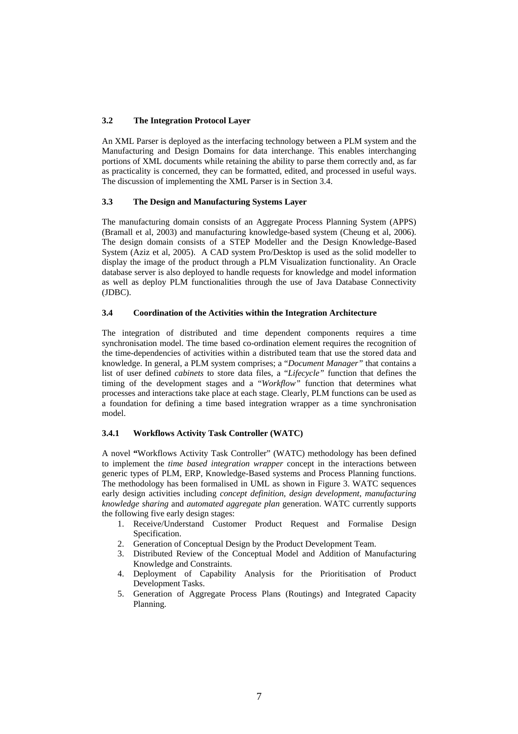### 3.2 The Integration Protocol Layer

An XML Parser is deployed as the interfacing technology between a PLM system and the Manufacturing and Design Domains for data interchange. This enables interchanging portions of XML documents while retaining the ability to parse them correctly and, as far as practicality is concerned, they can be formatted, edited, and processed in useful ways. The discussion of implementing the XML Parser is in Section 3.4.

### 3.3 The Design and Manufacturing Systems Layer

The manufacturing domain consists of an Aggregate Process Planning System (APPS) (Bramall et al, 2003) and manufacturing knowledge-based system (Cheung et al, 2006). The design domain consists of a STEP Modeller and the Design Knowledge-Based System (Aziz et al, 2005). A CAD system Pro/Desktop is used as the solid modeller to display the image of the product through a PLM Visualization functionality. An Oracle database server is also deployed to handle requests for knowledge and model information as well as deploy PLM functionalities through the use of Java Database Connectivity (JDBC).

### 3.4 Coordination of the Activities within the Integration Architecture

The integration of distributed and time dependent components requires a time synchronisation model. The time based co-ordination element requires the recognition of the time-dependencies of activities within a distributed team that use the stored data and knowledge. In general, a PLM system comprises; a "*Document Manager"* that contains a list of user defined *cabinets* to store data files, a "*Lifecycle"* function that defines the timing of the development stages and a "*Workflow"* function that determines what processes and interactions take place at each stage. Clearly, PLM functions can be used as a foundation for defining a time based integration wrapper as a time synchronisation model.

#### 3.4.1 Workflows Activity Task Controller (WATC)

A novel **"**Workflows Activity Task Controller" (WATC) methodology has been defined to implement the *time based integration wrapper* concept in the interactions between generic types of PLM, ERP, Knowledge-Based systems and Process Planning functions. The methodology has been formalised in UML as shown in Figure 3. WATC sequences early design activities including *concept definition*, *design development*, *manufacturing knowledge sharing* and *automated aggregate plan* generation. WATC currently supports the following five early design stages:

1. Receive/Understand Customer Product Request and Formalise Design Specification.
2. Generation of Conceptual Design by the Product Development Team.
3. Distributed Review of the Conceptual Model and Addition of Manufacturing Knowledge and Constraints.
4. Deployment of Capability Analysis for the Prioritisation of Product Development Tasks.
5. Generation of Aggregate Process Plans (Routings) and Integrated Capacity Planning.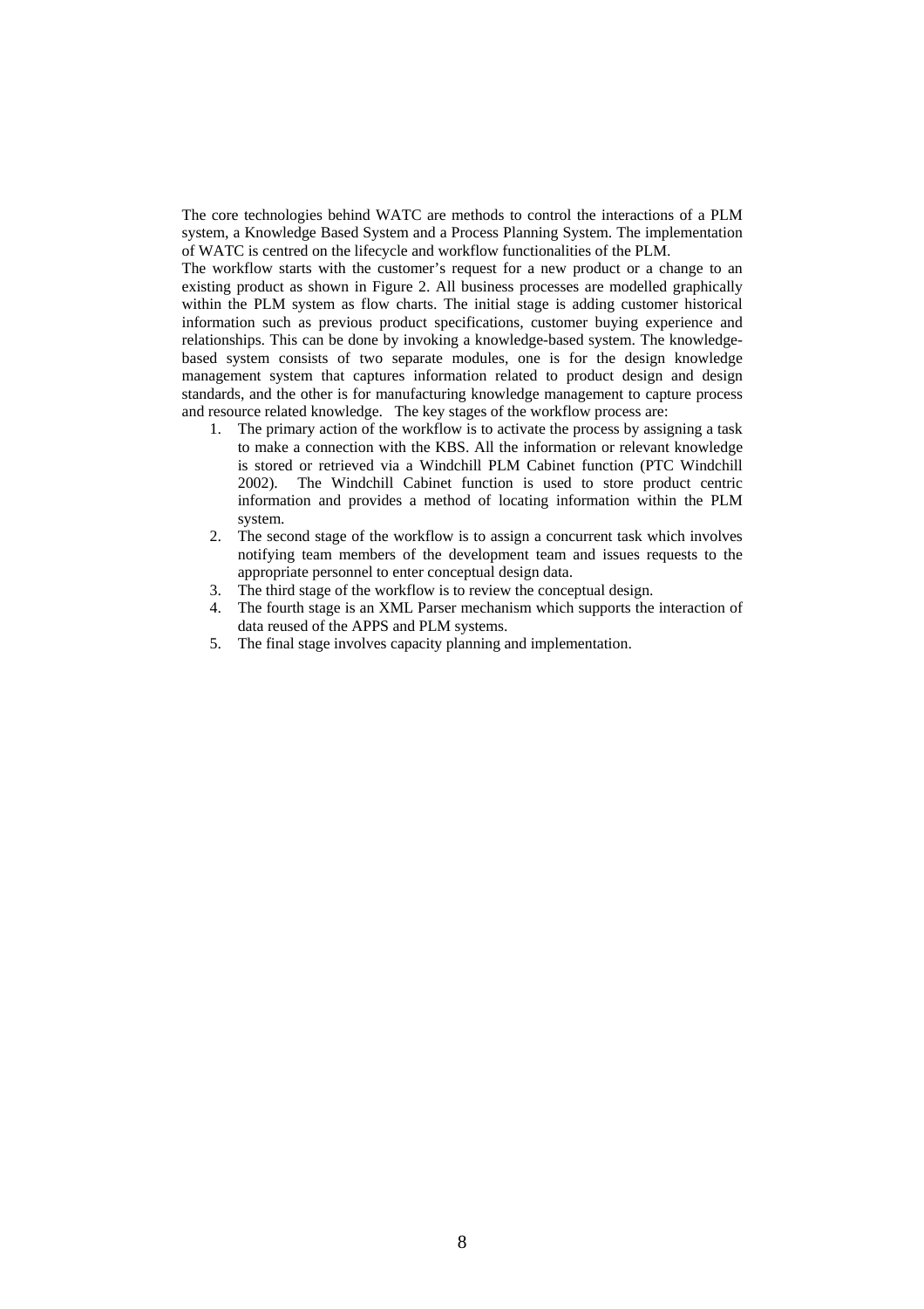The core technologies behind WATC are methods to control the interactions of a PLM system, a Knowledge Based System and a Process Planning System. The implementation of WATC is centred on the lifecycle and workflow functionalities of the PLM.

The workflow starts with the customer's request for a new product or a change to an existing product as shown in Figure 2. All business processes are modelled graphically within the PLM system as flow charts. The initial stage is adding customer historical information such as previous product specifications, customer buying experience and relationships. This can be done by invoking a knowledge-based system. The knowledge-based system consists of two separate modules, one is for the design knowledge management system that captures information related to product design and design standards, and the other is for manufacturing knowledge management to capture process and resource related knowledge. The key stages of the workflow process are:

1. The primary action of the workflow is to activate the process by assigning a task to make a connection with the KBS. All the information or relevant knowledge is stored or retrieved via a Windchill PLM Cabinet function (PTC Windchill 2002). The Windchill Cabinet function is used to store product centric information and provides a method of locating information within the PLM system.
2. The second stage of the workflow is to assign a concurrent task which involves notifying team members of the development team and issues requests to the appropriate personnel to enter conceptual design data.
3. The third stage of the workflow is to review the conceptual design.
4. The fourth stage is an XML Parser mechanism which supports the interaction of data reused of the APPS and PLM systems.
5. The final stage involves capacity planning and implementation.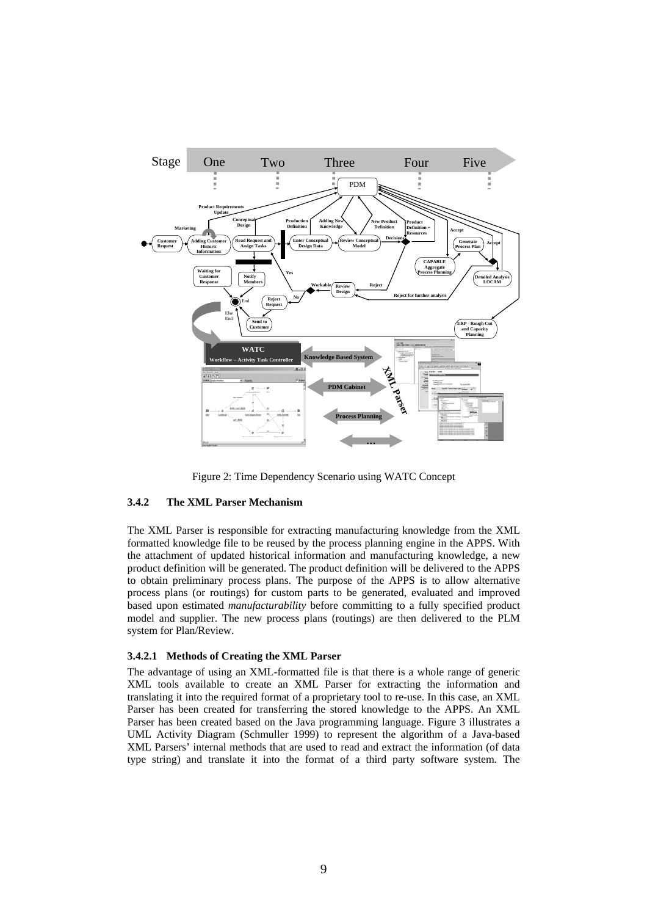Figure 2: Time Dependency Scenario using WATC Concept

### 3.4.2 The XML Parser Mechanism

The XML Parser is responsible for extracting manufacturing knowledge from the XML formatted knowledge file to be reused by the process planning engine in the APPS. With the attachment of updated historical information and manufacturing knowledge, a new product definition will be generated. The product definition will be delivered to the APPS to obtain preliminary process plans. The purpose of the APPS is to allow alternative process plans (or routings) for custom parts to be generated, evaluated and improved based upon estimated *manufacturability* before committing to a fully specified product model and supplier. The new process plans (routings) are then delivered to the PLM system for Plan/Review.

#### 3.4.2.1 Methods of Creating the XML Parser

The advantage of using an XML-formatted file is that there is a whole range of generic XML tools available to create an XML Parser for extracting the information and translating it into the required format of a proprietary tool to re-use. In this case, an XML Parser has been created for transferring the stored knowledge to the APPS. An XML Parser has been created based on the Java programming language. Figure 3 illustrates a UML Activity Diagram (Schmuller 1999) to represent the algorithm of a Java-based XML Parsers' internal methods that are used to read and extract the information (of data type string) and translate it into the format of a third party software system. The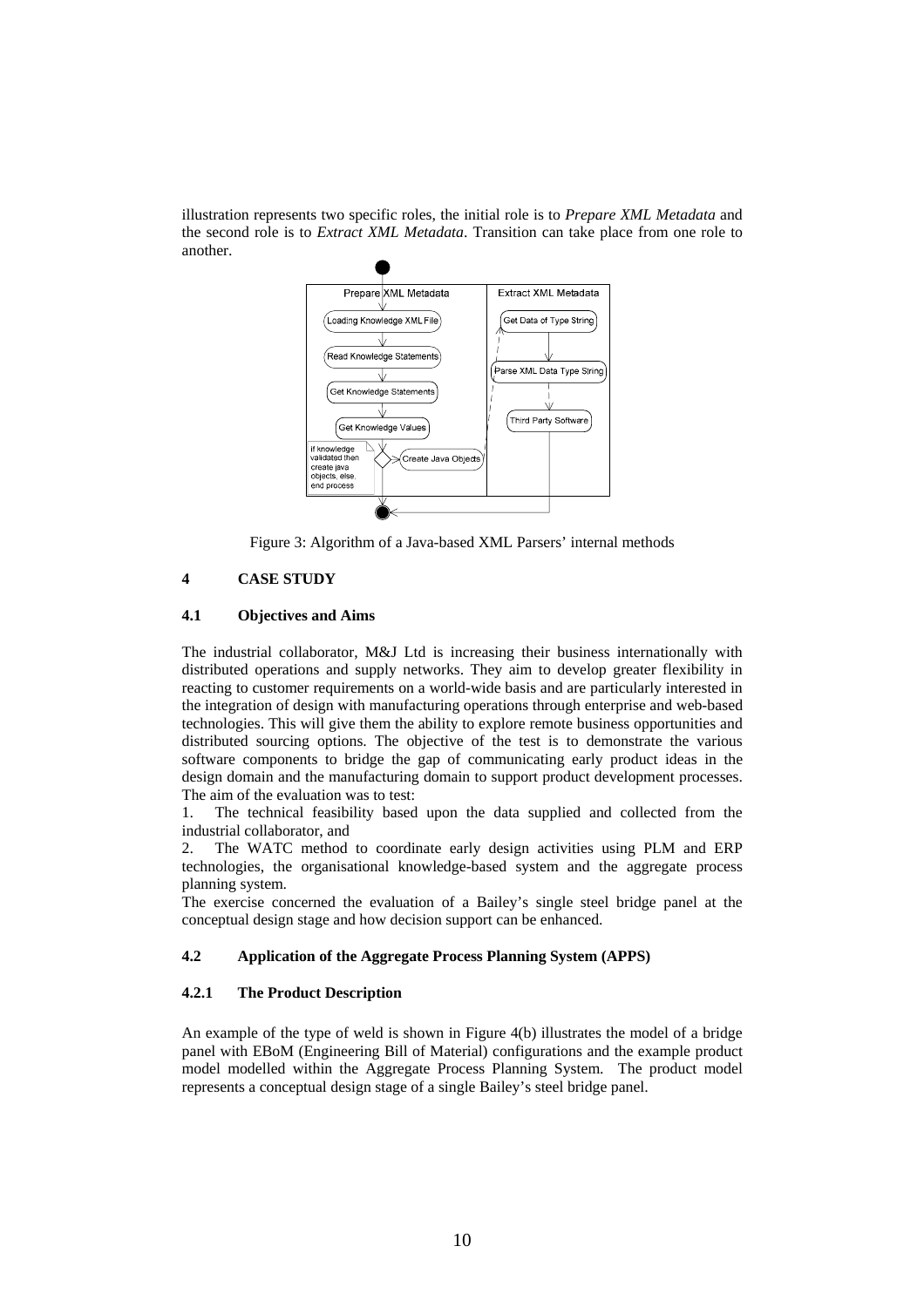illustration represents two specific roles, the initial role is to *Prepare XML Metadata* and the second role is to *Extract XML Metadata*. Transition can take place from one role to another.

Figure 3: Algorithm of a Java-based XML Parsers' internal methods

## 4 CASE STUDY

### 4.1 Objectives and Aims

The industrial collaborator, M&J Ltd is increasing their business internationally with distributed operations and supply networks. They aim to develop greater flexibility in reacting to customer requirements on a world-wide basis and are particularly interested in the integration of design with manufacturing operations through enterprise and web-based technologies. This will give them the ability to explore remote business opportunities and distributed sourcing options. The objective of the test is to demonstrate the various software components to bridge the gap of communicating early product ideas in the design domain and the manufacturing domain to support product development processes. The aim of the evaluation was to test:

1. The technical feasibility based upon the data supplied and collected from the industrial collaborator, and
2. The WATC method to coordinate early design activities using PLM and ERP technologies, the organisational knowledge-based system and the aggregate process planning system.

The exercise concerned the evaluation of a Bailey's single steel bridge panel at the conceptual design stage and how decision support can be enhanced.

### 4.2 Application of the Aggregate Process Planning System (APPS)

#### 4.2.1 The Product Description

An example of the type of weld is shown in Figure 4(b) illustrates the model of a bridge panel with EBoM (Engineering Bill of Material) configurations and the example product model modelled within the Aggregate Process Planning System. The product model represents a conceptual design stage of a single Bailey's steel bridge panel.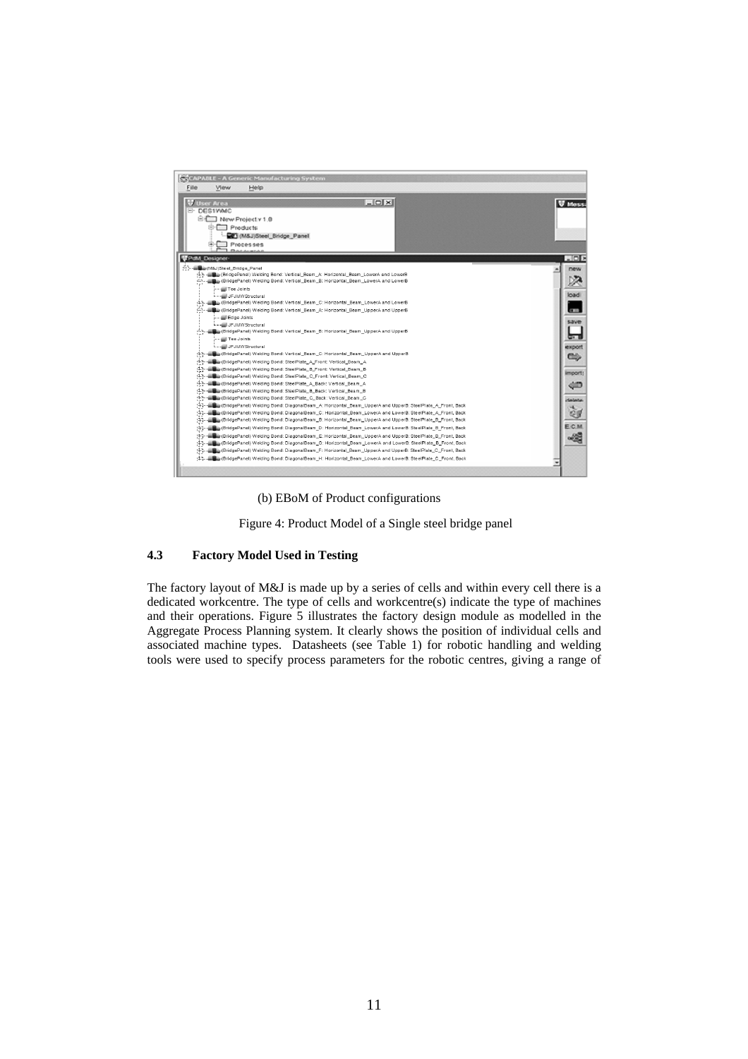(b) EBoM of Product configurations

Figure 4: Product Model of a Single steel bridge panel

### 4.3 Factory Model Used in Testing

The factory layout of M&J is made up by a series of cells and within every cell there is a dedicated workcentre. The type of cells and workcentre(s) indicate the type of machines and their operations. Figure 5 illustrates the factory design module as modelled in the Aggregate Process Planning system. It clearly shows the position of individual cells and associated machine types. Datasheets (see Table 1) for robotic handling and welding tools were used to specify process parameters for the robotic centres, giving a range of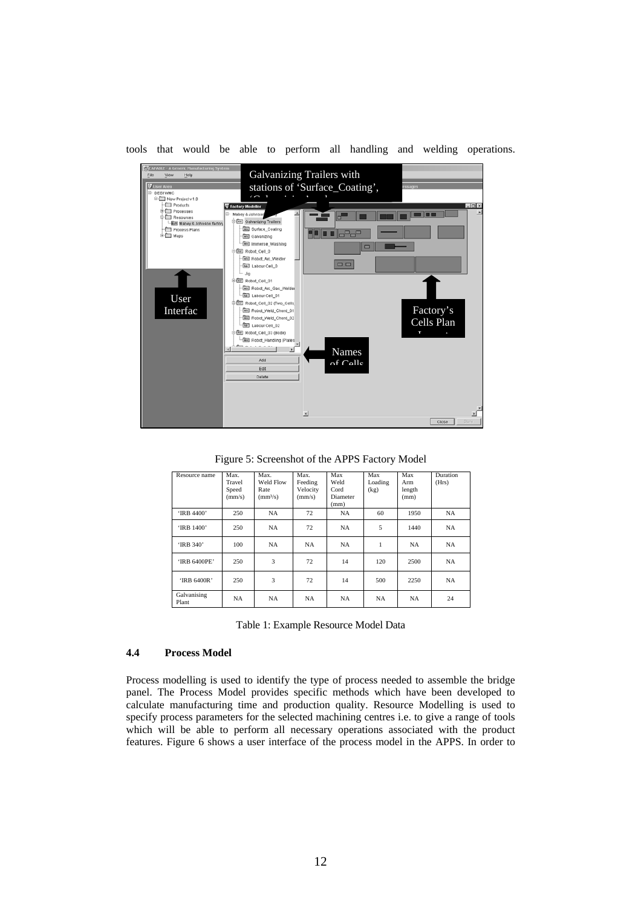tools that would be able to perform all handling and welding operations.

Figure 5: Screenshot of the APPS Factory Model

| Resource name | Max. Travel Speed (mm/s) | Max. Weld Flow Rate (mm³/s) | Max. Feeding Velocity (mm/s) | Max Weld Cord Diameter (mm) | Max Loading (kg) | Max Arm length (mm) | Duration (Hrs) |
|---|---|---|---|---|---|---|---|
| 'IRB 4400' | 250 | NA | 72 | NA | 60 | 1950 | NA |
| 'IRB 1400' | 250 | NA | 72 | NA | 5 | 1440 | NA |
| 'IRB 340' | 100 | NA | NA | NA | 1 | NA | NA |
| 'IRB 6400PE' | 250 | 3 | 72 | 14 | 120 | 2500 | NA |
| 'IRB 6400R' | 250 | 3 | 72 | 14 | 500 | 2250 | NA |
| Galvanising Plant | NA | NA | NA | NA | NA | NA | 24 |

Table 1: Example Resource Model Data

### 4.4 Process Model

Process modelling is used to identify the type of process needed to assemble the bridge panel. The Process Model provides specific methods which have been developed to calculate manufacturing time and production quality. Resource Modelling is used to specify process parameters for the selected machining centres i.e. to give a range of tools which will be able to perform all necessary operations associated with the product features. Figure 6 shows a user interface of the process model in the APPS. In order to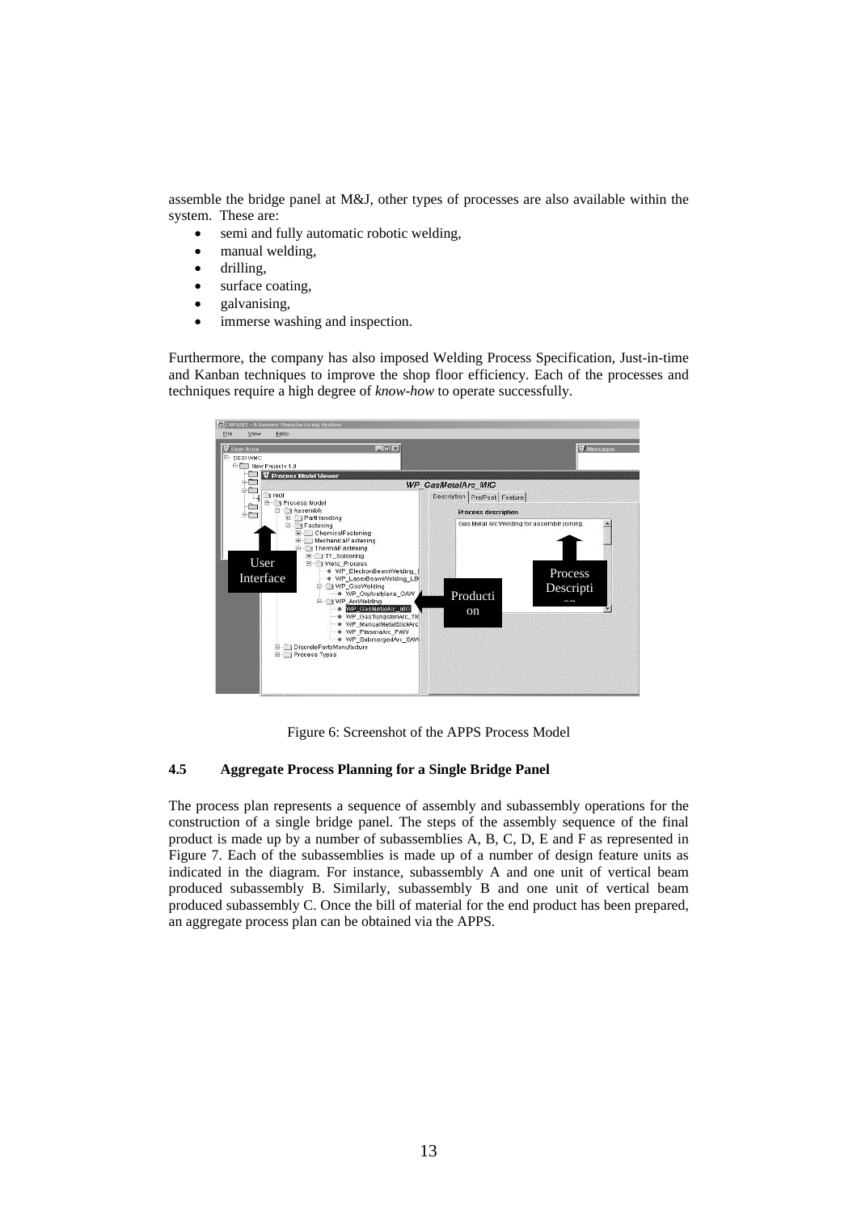assemble the bridge panel at M&J, other types of processes are also available within the system. These are:

- semi and fully automatic robotic welding,
- manual welding,
- drilling,
- surface coating,
- galvanising,
- immerse washing and inspection.

Furthermore, the company has also imposed Welding Process Specification, Just-in-time and Kanban techniques to improve the shop floor efficiency. Each of the processes and techniques require a high degree of *know-how* to operate successfully.

Figure 6: Screenshot of the APPS Process Model

### 4.5 Aggregate Process Planning for a Single Bridge Panel

The process plan represents a sequence of assembly and subassembly operations for the construction of a single bridge panel. The steps of the assembly sequence of the final product is made up by a number of subassemblies A, B, C, D, E and F as represented in Figure 7. Each of the subassemblies is made up of a number of design feature units as indicated in the diagram. For instance, subassembly A and one unit of vertical beam produced subassembly B. Similarly, subassembly B and one unit of vertical beam produced subassembly C. Once the bill of material for the end product has been prepared, an aggregate process plan can be obtained via the APPS.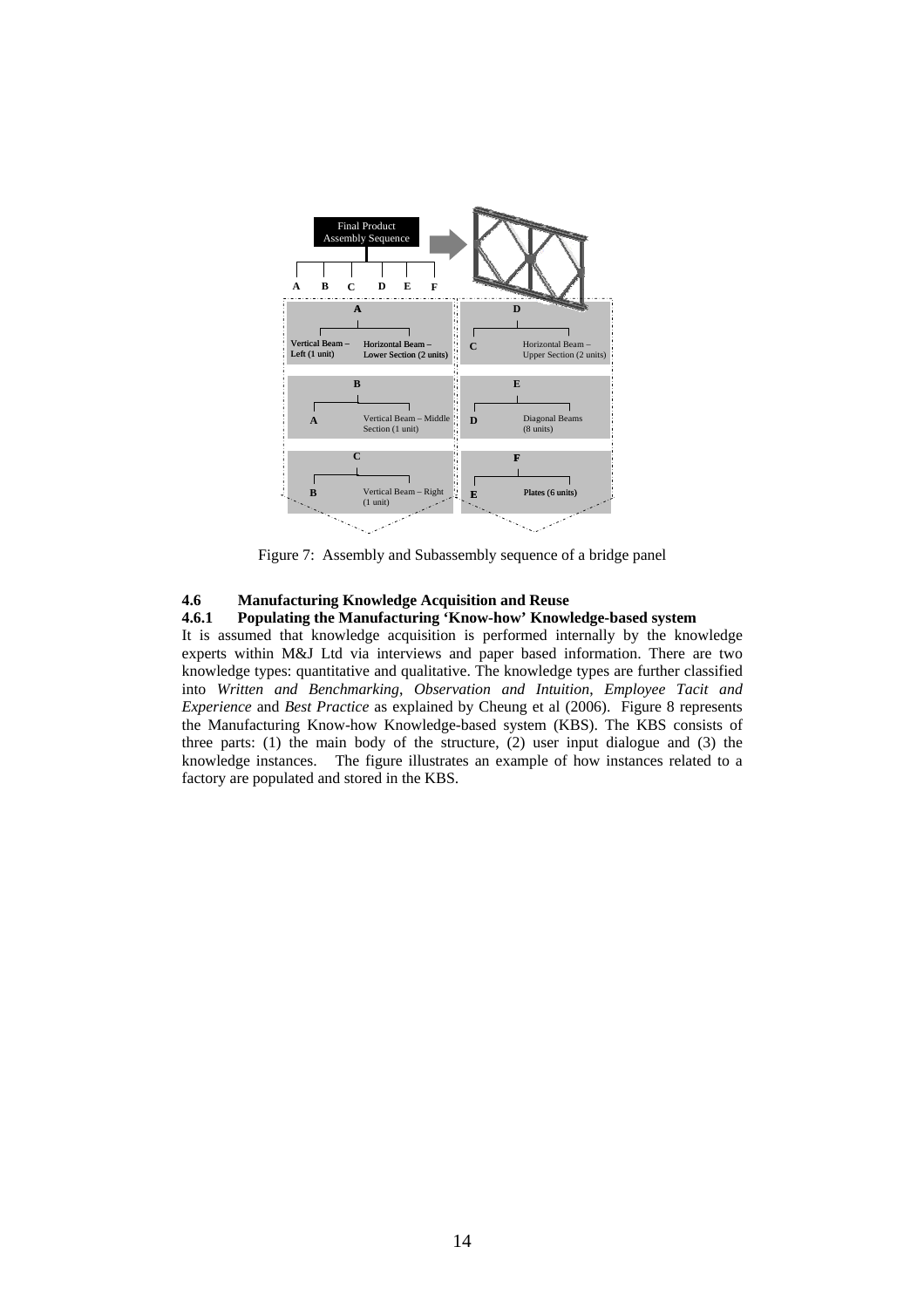Figure 7: Assembly and Subassembly sequence of a bridge panel

### 4.6 Manufacturing Knowledge Acquisition and Reuse

#### 4.6.1 Populating the Manufacturing 'Know-how' Knowledge-based system

It is assumed that knowledge acquisition is performed internally by the knowledge experts within M&J Ltd via interviews and paper based information. There are two knowledge types: quantitative and qualitative. The knowledge types are further classified into *Written and Benchmarking*, *Observation and Intuition*, *Employee Tacit and Experience* and *Best Practice* as explained by Cheung et al (2006). Figure 8 represents the Manufacturing Know-how Knowledge-based system (KBS). The KBS consists of three parts: (1) the main body of the structure, (2) user input dialogue and (3) the knowledge instances. The figure illustrates an example of how instances related to a factory are populated and stored in the KBS.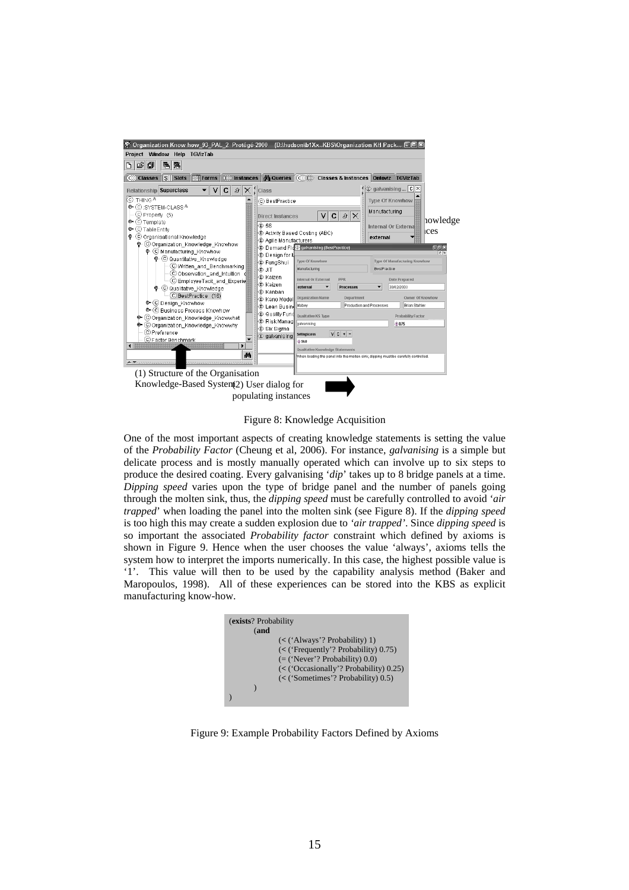(1) Structure of the Organisation Knowledge-Based System

(2) User dialog for populating instances

Figure 8: Knowledge Acquisition

One of the most important aspects of creating knowledge statements is setting the value of the *Probability Factor* (Cheung et al, 2006). For instance, *galvanising* is a simple but delicate process and is mostly manually operated which can involve up to six steps to produce the desired coating. Every galvanising '*dip*' takes up to 8 bridge panels at a time. *Dipping speed* varies upon the type of bridge panel and the number of panels going through the molten sink, thus, the *dipping speed* must be carefully controlled to avoid '*air trapped*' when loading the panel into the molten sink (see Figure 8). If the *dipping speed* is too high this may create a sudden explosion due to '*air trapped*'. Since *dipping speed* is so important the associated *Probability factor* constraint which defined by axioms is shown in Figure 9. Hence when the user chooses the value 'always', axioms tells the system how to interpret the imports numerically. In this case, the highest possible value is '1'. This value will then to be used by the capability analysis method (Baker and Maropoulos, 1998). All of these experiences can be stored into the KBS as explicit manufacturing know-how.

```
(exists? Probability
    (and
        (< ('Always'? Probability) 1)
        (< ('Frequently'? Probability) 0.75)
        (= ('Never'? Probability) 0.0)
        (< ('Occasionally'? Probability) 0.25)
        (< ('Sometimes'? Probability) 0.5)
    )
)
```

Figure 9: Example Probability Factors Defined by Axioms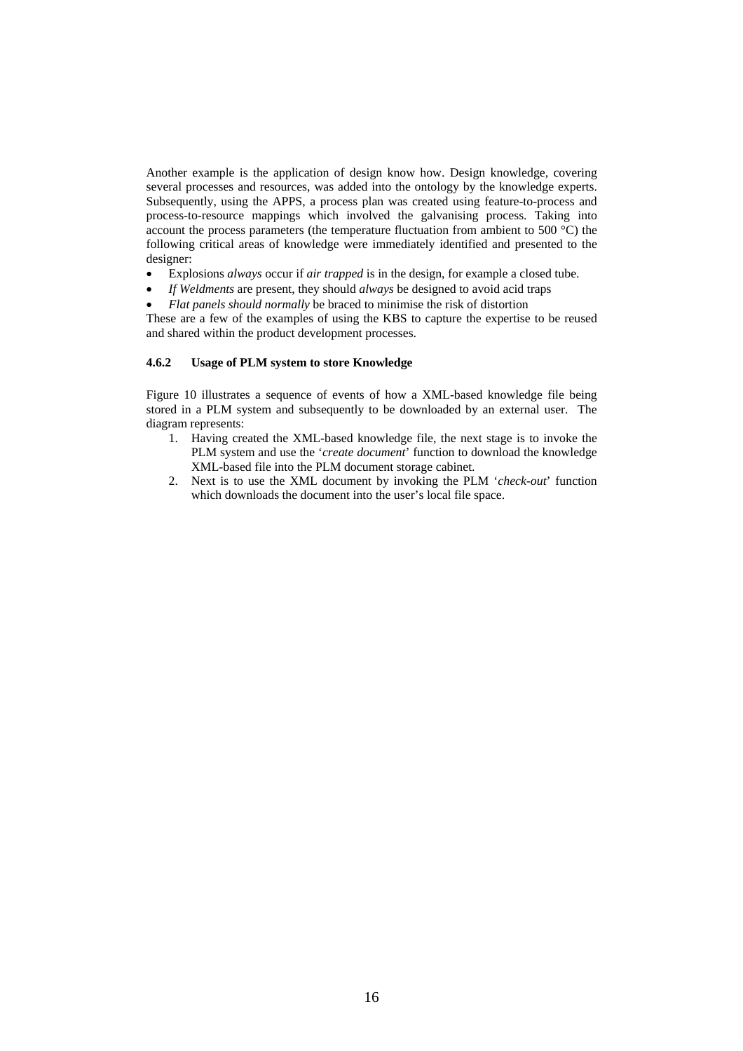Another example is the application of design know how. Design knowledge, covering several processes and resources, was added into the ontology by the knowledge experts. Subsequently, using the APPS, a process plan was created using feature-to-process and process-to-resource mappings which involved the galvanising process. Taking into account the process parameters (the temperature fluctuation from ambient to 500 °C) the following critical areas of knowledge were immediately identified and presented to the designer:

- Explosions *always* occur if *air trapped* is in the design, for example a closed tube.
- *If Weldments* are present, they should *always* be designed to avoid acid traps
- *Flat panels should normally* be braced to minimise the risk of distortion

These are a few of the examples of using the KBS to capture the expertise to be reused and shared within the product development processes.

#### 4.6.2 Usage of PLM system to store Knowledge

Figure 10 illustrates a sequence of events of how a XML-based knowledge file being stored in a PLM system and subsequently to be downloaded by an external user. The diagram represents:

1. Having created the XML-based knowledge file, the next stage is to invoke the PLM system and use the '*create document*' function to download the knowledge XML-based file into the PLM document storage cabinet.
2. Next is to use the XML document by invoking the PLM '*check-out*' function which downloads the document into the user's local file space.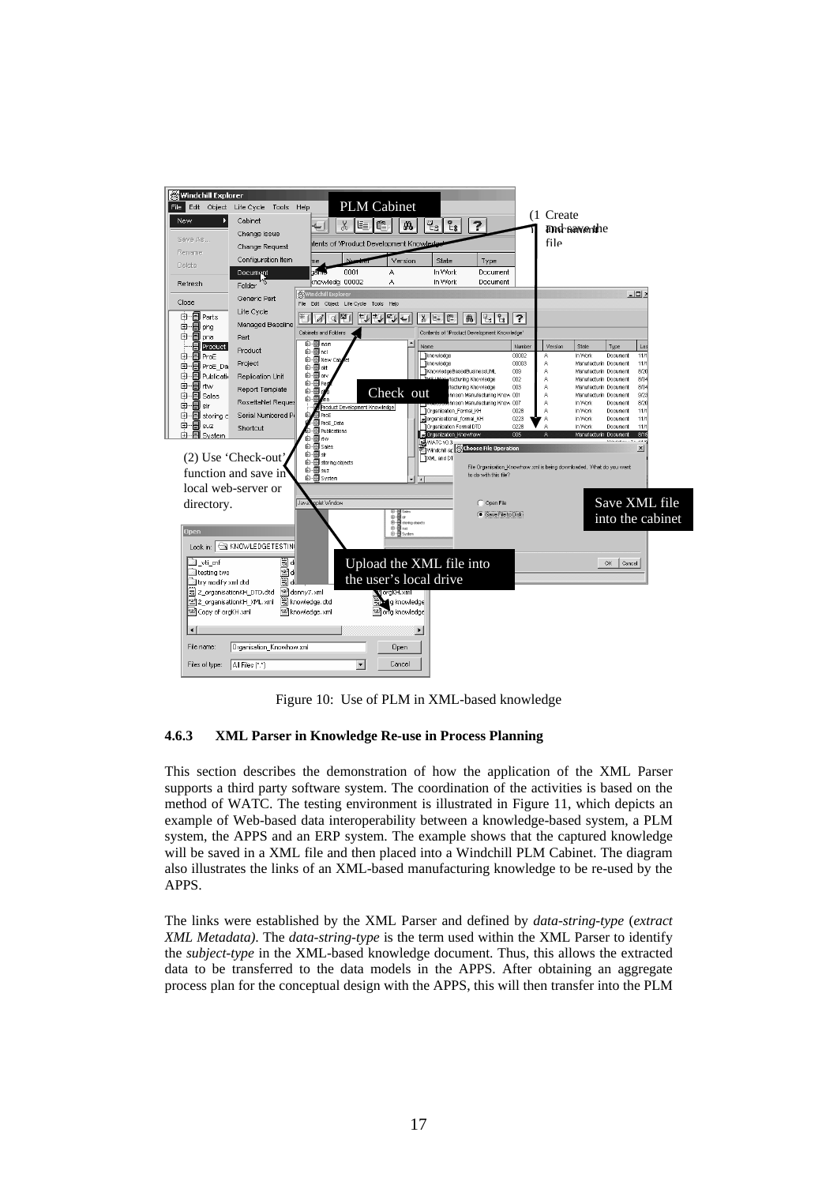Figure 10: Use of PLM in XML-based knowledge

### 4.6.3 XML Parser in Knowledge Re-use in Process Planning

This section describes the demonstration of how the application of the XML Parser supports a third party software system. The coordination of the activities is based on the method of WATC. The testing environment is illustrated in Figure 11, which depicts an example of Web-based data interoperability between a knowledge-based system, a PLM system, the APPS and an ERP system. The example shows that the captured knowledge will be saved in a XML file and then placed into a Windchill PLM Cabinet. The diagram also illustrates the links of an XML-based manufacturing knowledge to be re-used by the APPS.

The links were established by the XML Parser and defined by *data-string-type* (*extract XML Metadata)*. The *data-string-type* is the term used within the XML Parser to identify the *subject-type* in the XML-based knowledge document. Thus, this allows the extracted data to be transferred to the data models in the APPS. After obtaining an aggregate process plan for the conceptual design with the APPS, this will then transfer into the PLM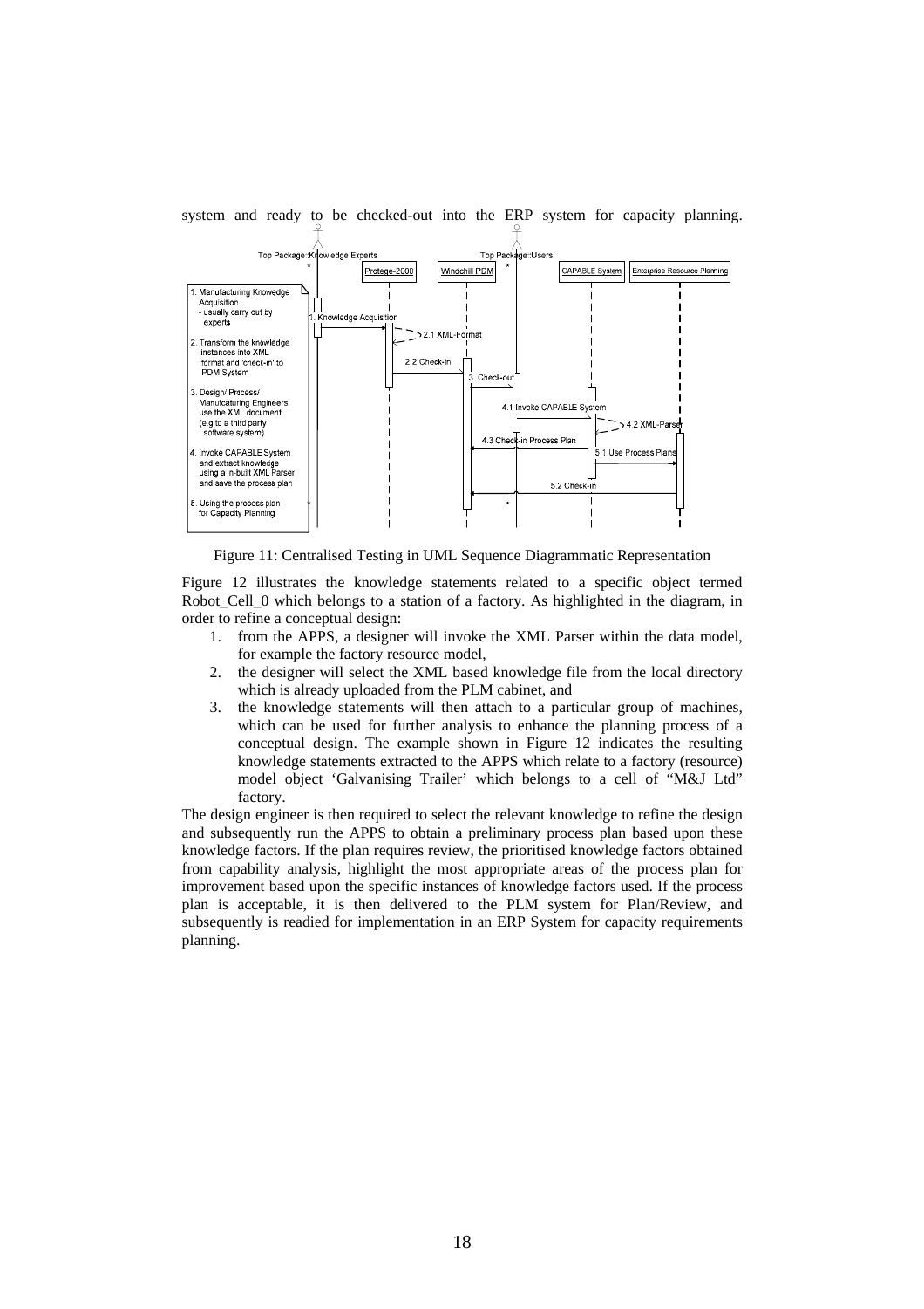system and ready to be checked-out into the ERP system for capacity planning.

Figure 11: Centralised Testing in UML Sequence Diagrammatic Representation

Figure 12 illustrates the knowledge statements related to a specific object termed Robot_Cell_0 which belongs to a station of a factory. As highlighted in the diagram, in order to refine a conceptual design:

1. from the APPS, a designer will invoke the XML Parser within the data model, for example the factory resource model,
2. the designer will select the XML based knowledge file from the local directory which is already uploaded from the PLM cabinet, and
3. the knowledge statements will then attach to a particular group of machines, which can be used for further analysis to enhance the planning process of a conceptual design. The example shown in Figure 12 indicates the resulting knowledge statements extracted to the APPS which relate to a factory (resource) model object 'Galvanising Trailer' which belongs to a cell of "M&J Ltd" factory.

The design engineer is then required to select the relevant knowledge to refine the design and subsequently run the APPS to obtain a preliminary process plan based upon these knowledge factors. If the plan requires review, the prioritised knowledge factors obtained from capability analysis, highlight the most appropriate areas of the process plan for improvement based upon the specific instances of knowledge factors used. If the process plan is acceptable, it is then delivered to the PLM system for Plan/Review, and subsequently is readied for implementation in an ERP System for capacity requirements planning.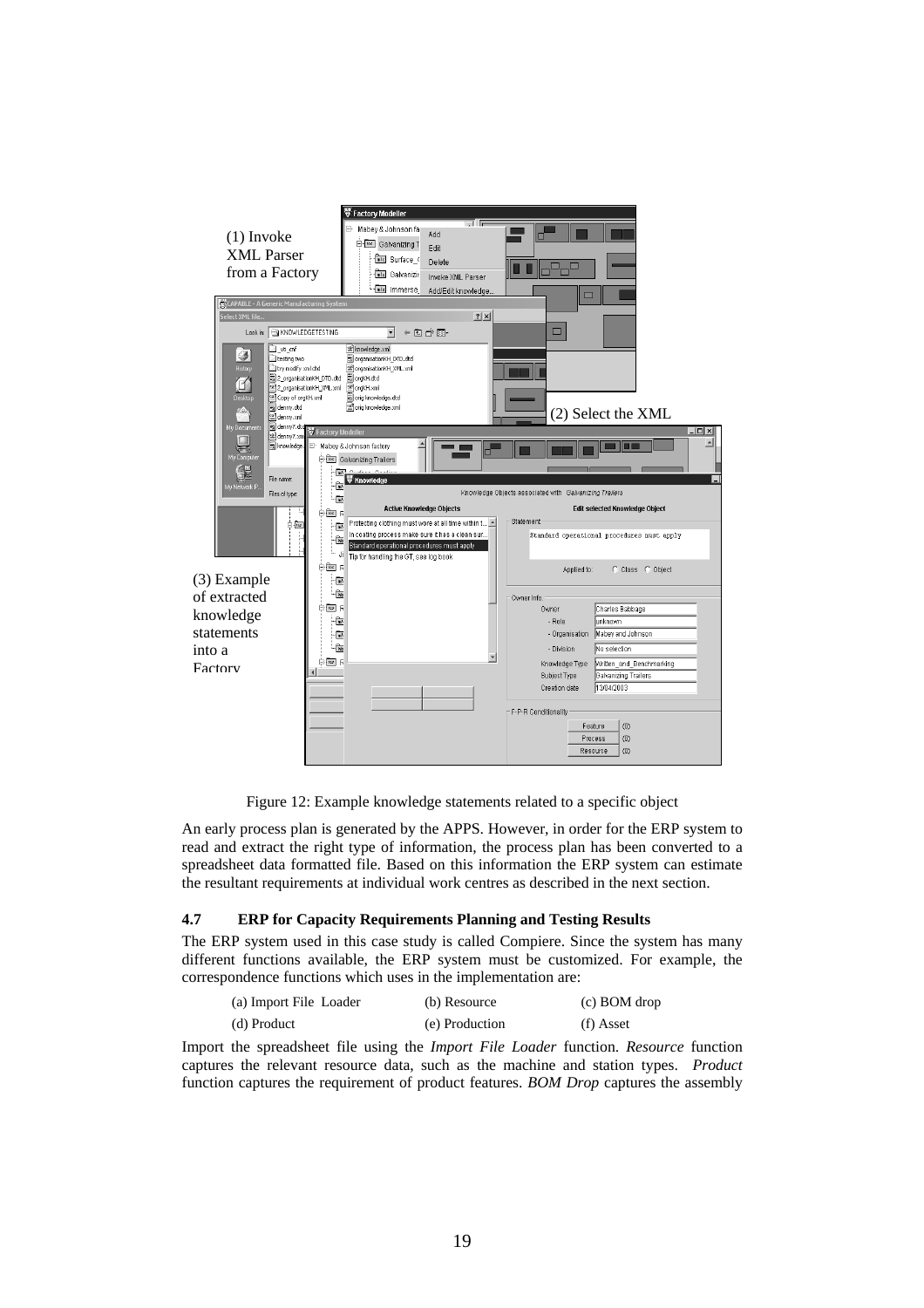Figure 12: Example knowledge statements related to a specific object

An early process plan is generated by the APPS. However, in order for the ERP system to read and extract the right type of information, the process plan has been converted to a spreadsheet data formatted file. Based on this information the ERP system can estimate the resultant requirements at individual work centres as described in the next section.

### 4.7 ERP for Capacity Requirements Planning and Testing Results

The ERP system used in this case study is called Compiere. Since the system has many different functions available, the ERP system must be customized. For example, the correspondence functions which uses in the implementation are:

| (a) Import File Loader | (b) Resource | (c) BOM drop |
|---|---|---|
| (d) Product | (e) Production | (f) Asset |

Import the spreadsheet file using the *Import File Loader* function. *Resource* function captures the relevant resource data, such as the machine and station types. *Product* function captures the requirement of product features. *BOM Drop* captures the assembly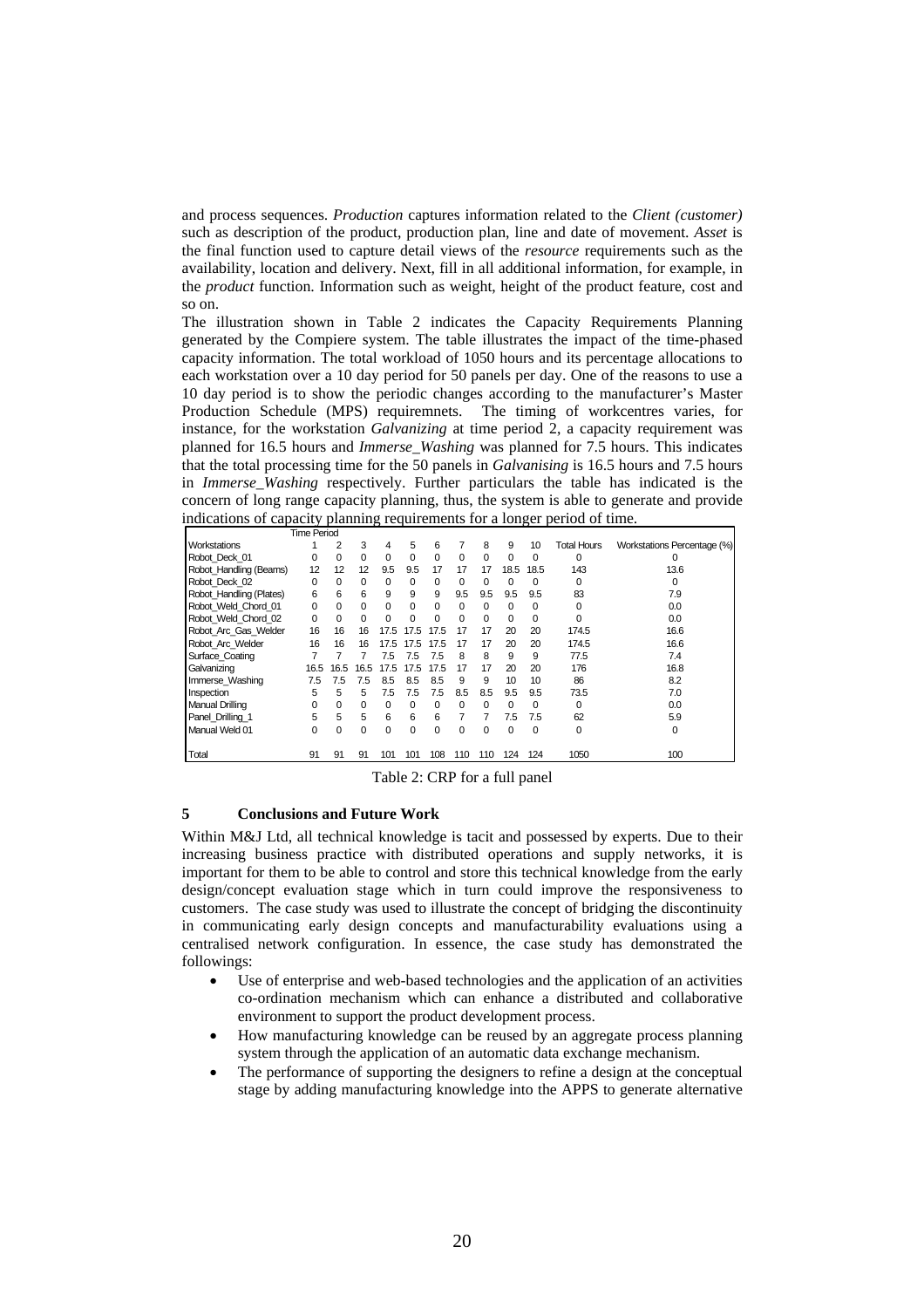and process sequences. *Production* captures information related to the *Client (customer)* such as description of the product, production plan, line and date of movement. *Asset* is the final function used to capture detail views of the *resource* requirements such as the availability, location and delivery. Next, fill in all additional information, for example, in the *product* function. Information such as weight, height of the product feature, cost and so on.

The illustration shown in Table 2 indicates the Capacity Requirements Planning generated by the Compiere system. The table illustrates the impact of the time-phased capacity information. The total workload of 1050 hours and its percentage allocations to each workstation over a 10 day period for 50 panels per day. One of the reasons to use a 10 day period is to show the periodic changes according to the manufacturer's Master Production Schedule (MPS) requiremnets. The timing of workcentres varies, for instance, for the workstation *Galvanizing* at time period 2, a capacity requirement was planned for 16.5 hours and *Immerse_Washing* was planned for 7.5 hours. This indicates that the total processing time for the 50 panels in *Galvanising* is 16.5 hours and 7.5 hours in *Immerse_Washing* respectively. Further particulars the table has indicated is the concern of long range capacity planning, thus, the system is able to generate and provide indications of capacity planning requirements for a longer period of time.

| | Time Period | | | | | | | | | | | |
|---|---|---|---|---|---|---|---|---|---|---|---|---|
| Workstations | 1 | 2 | 3 | 4 | 5 | 6 | 7 | 8 | 9 | 10 | Total Hours | Workstations Percentage (%) |
| Robot_Deck_01 | 0 | 0 | 0 | 0 | 0 | 0 | 0 | 0 | 0 | 0 | 0 | 0 |
| Robot_Handling (Beams) | 12 | 12 | 12 | 9.5 | 9.5 | 17 | 17 | 17 | 18.5 | 18.5 | 143 | 13.6 |
| Robot_Deck_02 | 0 | 0 | 0 | 0 | 0 | 0 | 0 | 0 | 0 | 0 | 0 | 0 |
| Robot_Handling (Plates) | 6 | 6 | 6 | 9 | 9 | 9 | 9.5 | 9.5 | 9.5 | 9.5 | 83 | 7.9 |
| Robot_Weld_Chord_01 | 0 | 0 | 0 | 0 | 0 | 0 | 0 | 0 | 0 | 0 | 0 | 0.0 |
| Robot_Weld_Chord_02 | 0 | 0 | 0 | 0 | 0 | 0 | 0 | 0 | 0 | 0 | 0 | 0.0 |
| Robot_Arc_Gas_Welder | 16 | 16 | 16 | 17.5 | 17.5 | 17.5 | 17 | 17 | 20 | 20 | 174.5 | 16.6 |
| Robot_Arc_Welder | 16 | 16 | 16 | 17.5 | 17.5 | 17.5 | 17 | 17 | 20 | 20 | 174.5 | 16.6 |
| Surface_Coating | 7 | 7 | 7 | 7.5 | 7.5 | 7.5 | 8 | 8 | 9 | 9 | 77.5 | 7.4 |
| Galvanizing | 16.5 | 16.5 | 16.5 | 17.5 | 17.5 | 17.5 | 17 | 17 | 20 | 20 | 176 | 16.8 |
| Immerse_Washing | 7.5 | 7.5 | 7.5 | 8.5 | 8.5 | 8.5 | 9 | 9 | 10 | 10 | 86 | 8.2 |
| Inspection | 5 | 5 | 5 | 7.5 | 7.5 | 7.5 | 8.5 | 8.5 | 9.5 | 9.5 | 73.5 | 7.0 |
| Manual Drilling | 0 | 0 | 0 | 0 | 0 | 0 | 0 | 0 | 0 | 0 | 0 | 0.0 |
| Panel_Drilling_1 | 5 | 5 | 5 | 6 | 6 | 6 | 7 | 7 | 7.5 | 7.5 | 62 | 5.9 |
| Manual Weld 01 | 0 | 0 | 0 | 0 | 0 | 0 | 0 | 0 | 0 | 0 | 0 | 0 |
| Total | 91 | 91 | 91 | 101 | 101 | 108 | 110 | 110 | 124 | 124 | 1050 | 100 |

Table 2: CRP for a full panel

## 5 Conclusions and Future Work

Within M&J Ltd, all technical knowledge is tacit and possessed by experts. Due to their increasing business practice with distributed operations and supply networks, it is important for them to be able to control and store this technical knowledge from the early design/concept evaluation stage which in turn could improve the responsiveness to customers. The case study was used to illustrate the concept of bridging the discontinuity in communicating early design concepts and manufacturability evaluations using a centralised network configuration. In essence, the case study has demonstrated the followings:

- Use of enterprise and web-based technologies and the application of an activities co-ordination mechanism which can enhance a distributed and collaborative environment to support the product development process.
- How manufacturing knowledge can be reused by an aggregate process planning system through the application of an automatic data exchange mechanism.
- The performance of supporting the designers to refine a design at the conceptual stage by adding manufacturing knowledge into the APPS to generate alternative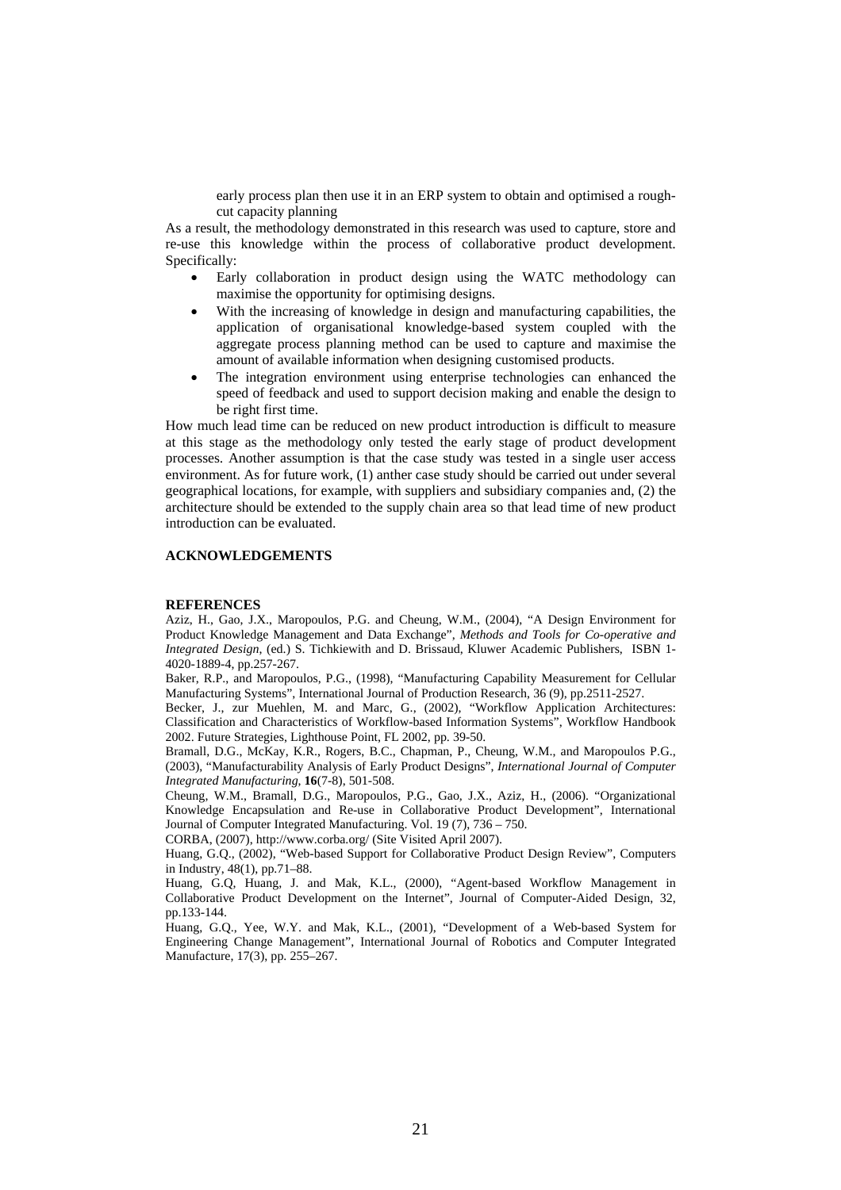early process plan then use it in an ERP system to obtain and optimised a rough-cut capacity planning

As a result, the methodology demonstrated in this research was used to capture, store and re-use this knowledge within the process of collaborative product development. Specifically:

- Early collaboration in product design using the WATC methodology can maximise the opportunity for optimising designs.
- With the increasing of knowledge in design and manufacturing capabilities, the application of organisational knowledge-based system coupled with the aggregate process planning method can be used to capture and maximise the amount of available information when designing customised products.
- The integration environment using enterprise technologies can enhanced the speed of feedback and used to support decision making and enable the design to be right first time.

How much lead time can be reduced on new product introduction is difficult to measure at this stage as the methodology only tested the early stage of product development processes. Another assumption is that the case study was tested in a single user access environment. As for future work, (1) anther case study should be carried out under several geographical locations, for example, with suppliers and subsidiary companies and, (2) the architecture should be extended to the supply chain area so that lead time of new product introduction can be evaluated.

## ACKNOWLEDGEMENTS

## REFERENCES

Aziz, H., Gao, J.X., Maropoulos, P.G. and Cheung, W.M., (2004), "A Design Environment for Product Knowledge Management and Data Exchange", *Methods and Tools for Co-operative and Integrated Design,* (ed.) S. Tichkiewith and D. Brissaud, Kluwer Academic Publishers, ISBN 1-4020-1889-4, pp.257-267.

Baker, R.P., and Maropoulos, P.G., (1998), "Manufacturing Capability Measurement for Cellular Manufacturing Systems", International Journal of Production Research, 36 (9), pp.2511-2527.

Becker, J., zur Muehlen, M. and Marc, G., (2002), "Workflow Application Architectures: Classification and Characteristics of Workflow-based Information Systems", Workflow Handbook 2002. Future Strategies, Lighthouse Point, FL 2002, pp. 39-50.

Bramall, D.G., McKay, K.R., Rogers, B.C., Chapman, P., Cheung, W.M., and Maropoulos P.G., (2003), "Manufacturability Analysis of Early Product Designs", *International Journal of Computer Integrated Manufacturing*, **16**(7-8), 501-508.

Cheung, W.M., Bramall, D.G., Maropoulos, P.G., Gao, J.X., Aziz, H., (2006). "Organizational Knowledge Encapsulation and Re-use in Collaborative Product Development", International Journal of Computer Integrated Manufacturing. Vol. 19 (7), 736 – 750.

CORBA, (2007), http://www.corba.org/ (Site Visited April 2007).

Huang, G.Q., (2002), "Web-based Support for Collaborative Product Design Review", Computers in Industry, 48(1), pp.71–88.

Huang, G.Q, Huang, J. and Mak, K.L., (2000), "Agent-based Workflow Management in Collaborative Product Development on the Internet", Journal of Computer-Aided Design, 32, pp.133-144.

Huang, G.Q., Yee, W.Y. and Mak, K.L., (2001), "Development of a Web-based System for Engineering Change Management", International Journal of Robotics and Computer Integrated Manufacture, 17(3), pp. 255–267.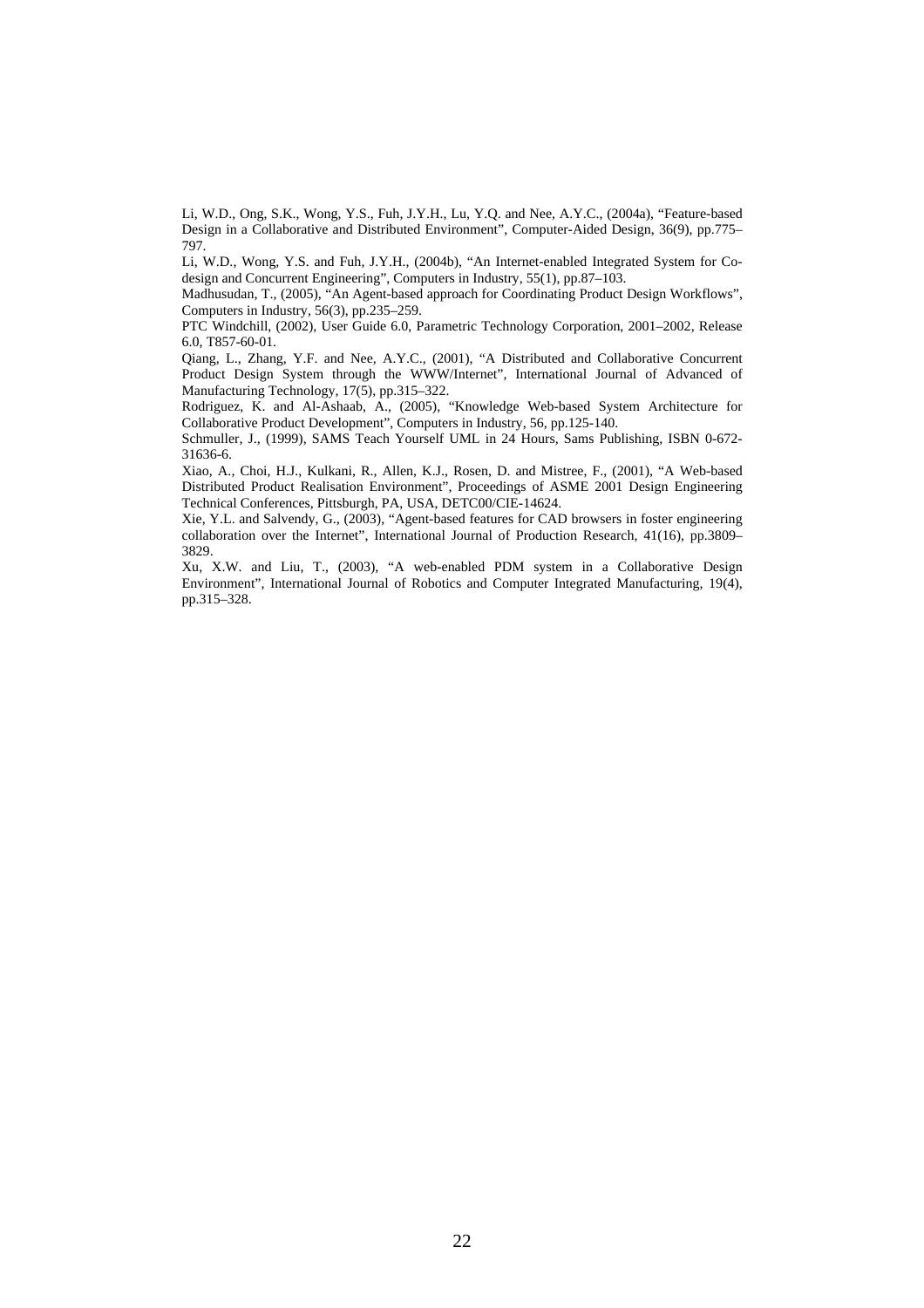Li, W.D., Ong, S.K., Wong, Y.S., Fuh, J.Y.H., Lu, Y.Q. and Nee, A.Y.C., (2004a), "Feature-based Design in a Collaborative and Distributed Environment", Computer-Aided Design, 36(9), pp.775–797.

Li, W.D., Wong, Y.S. and Fuh, J.Y.H., (2004b), "An Internet-enabled Integrated System for Co-design and Concurrent Engineering", Computers in Industry, 55(1), pp.87–103.

Madhusudan, T., (2005), "An Agent-based approach for Coordinating Product Design Workflows", Computers in Industry, 56(3), pp.235–259.

PTC Windchill, (2002), User Guide 6.0, Parametric Technology Corporation, 2001–2002, Release 6.0, T857-60-01.

Qiang, L., Zhang, Y.F. and Nee, A.Y.C., (2001), "A Distributed and Collaborative Concurrent Product Design System through the WWW/Internet", International Journal of Advanced of Manufacturing Technology, 17(5), pp.315–322.

Rodriguez, K. and Al-Ashaab, A., (2005), "Knowledge Web-based System Architecture for Collaborative Product Development", Computers in Industry, 56, pp.125-140.

Schmuller, J., (1999), SAMS Teach Yourself UML in 24 Hours, Sams Publishing, ISBN 0-672-31636-6.

Xiao, A., Choi, H.J., Kulkani, R., Allen, K.J., Rosen, D. and Mistree, F., (2001), "A Web-based Distributed Product Realisation Environment", Proceedings of ASME 2001 Design Engineering Technical Conferences, Pittsburgh, PA, USA, DETC00/CIE-14624.

Xie, Y.L. and Salvendy, G., (2003), "Agent-based features for CAD browsers in foster engineering collaboration over the Internet", International Journal of Production Research, 41(16), pp.3809–3829.

Xu, X.W. and Liu, T., (2003), "A web-enabled PDM system in a Collaborative Design Environment", International Journal of Robotics and Computer Integrated Manufacturing, 19(4), pp.315–328.